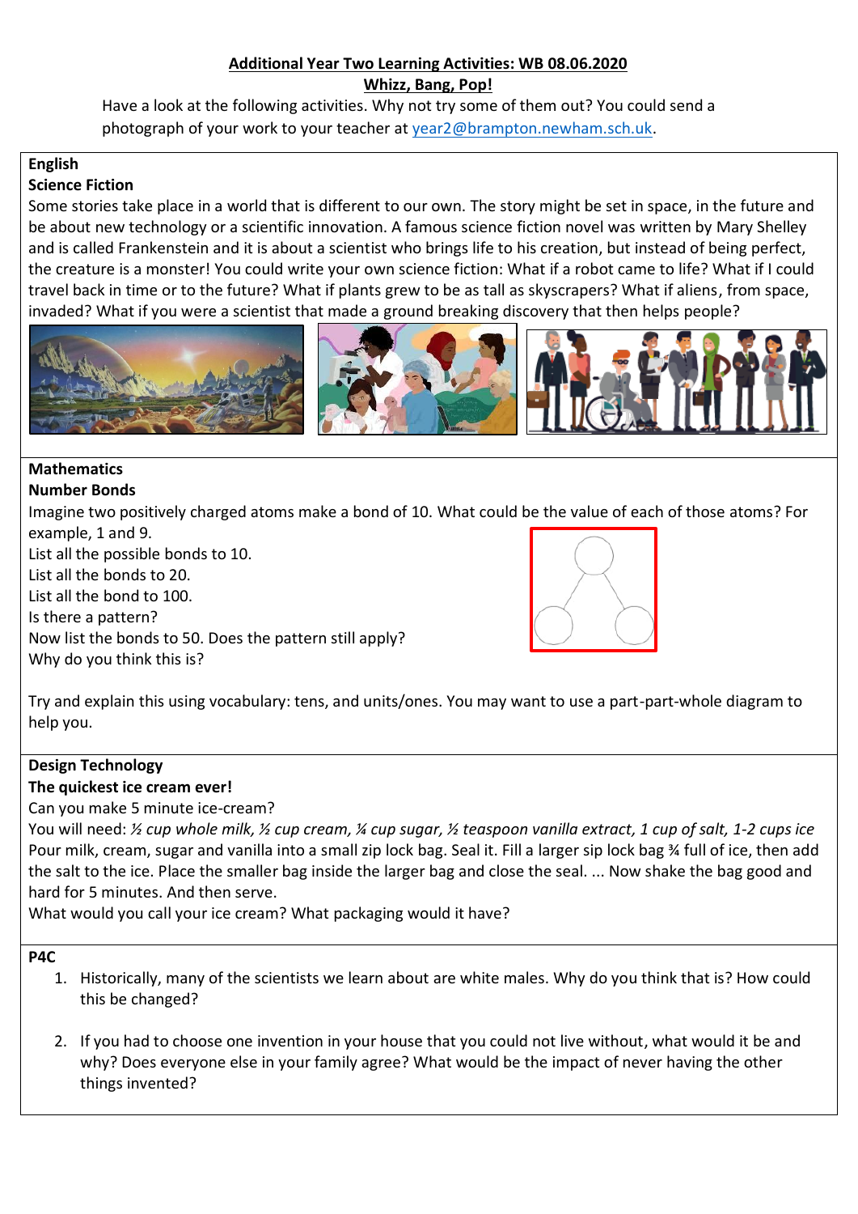**Additional Year Two Learning Activities: WB 08.06.2020**

**Whizz, Bang, Pop!**

Have a look at the following activities. Why not try some of them out? You could send a photograph of your work to your teacher at year2@brampton.newham.sch.uk.

## English

### Science Fiction

Some stories take place in a world that is different to our own. The story might be set in space, in the future and be about new technology or a scientific innovation. A famous science fiction novel was written by Mary Shelley and is called Frankenstein and it is about a scientist who brings life to his creation, but instead of being perfect, the creature is a monster! You could write your own science fiction: What if a robot came to life? What if I could travel back in time or to the future? What if plants grew to be as tall as skyscrapers? What if aliens, from space, invaded? What if you were a scientist that made a ground breaking discovery that then helps people?

## Mathematics

### Number Bonds

Imagine two positively charged atoms make a bond of 10. What could be the value of each of those atoms? For example, 1 and 9.

List all the possible bonds to 10.
List all the bonds to 20.
List all the bond to 100.
Is there a pattern?
Now list the bonds to 50. Does the pattern still apply?
Why do you think this is?

Try and explain this using vocabulary: tens, and units/ones. You may want to use a part-part-whole diagram to help you.

## Design Technology

### The quickest ice cream ever!

Can you make 5 minute ice-cream?

You will need: *½ cup whole milk, ½ cup cream, ¼ cup sugar, ½ teaspoon vanilla extract, 1 cup of salt, 1-2 cups ice*

Pour milk, cream, sugar and vanilla into a small zip lock bag. Seal it. Fill a larger sip lock bag ¾ full of ice, then add the salt to the ice. Place the smaller bag inside the larger bag and close the seal. ... Now shake the bag good and hard for 5 minutes. And then serve.

What would you call your ice cream? What packaging would it have?

## P4C

1. Historically, many of the scientists we learn about are white males. Why do you think that is? How could this be changed?

2. If you had to choose one invention in your house that you could not live without, what would it be and why? Does everyone else in your family agree? What would be the impact of never having the other things invented?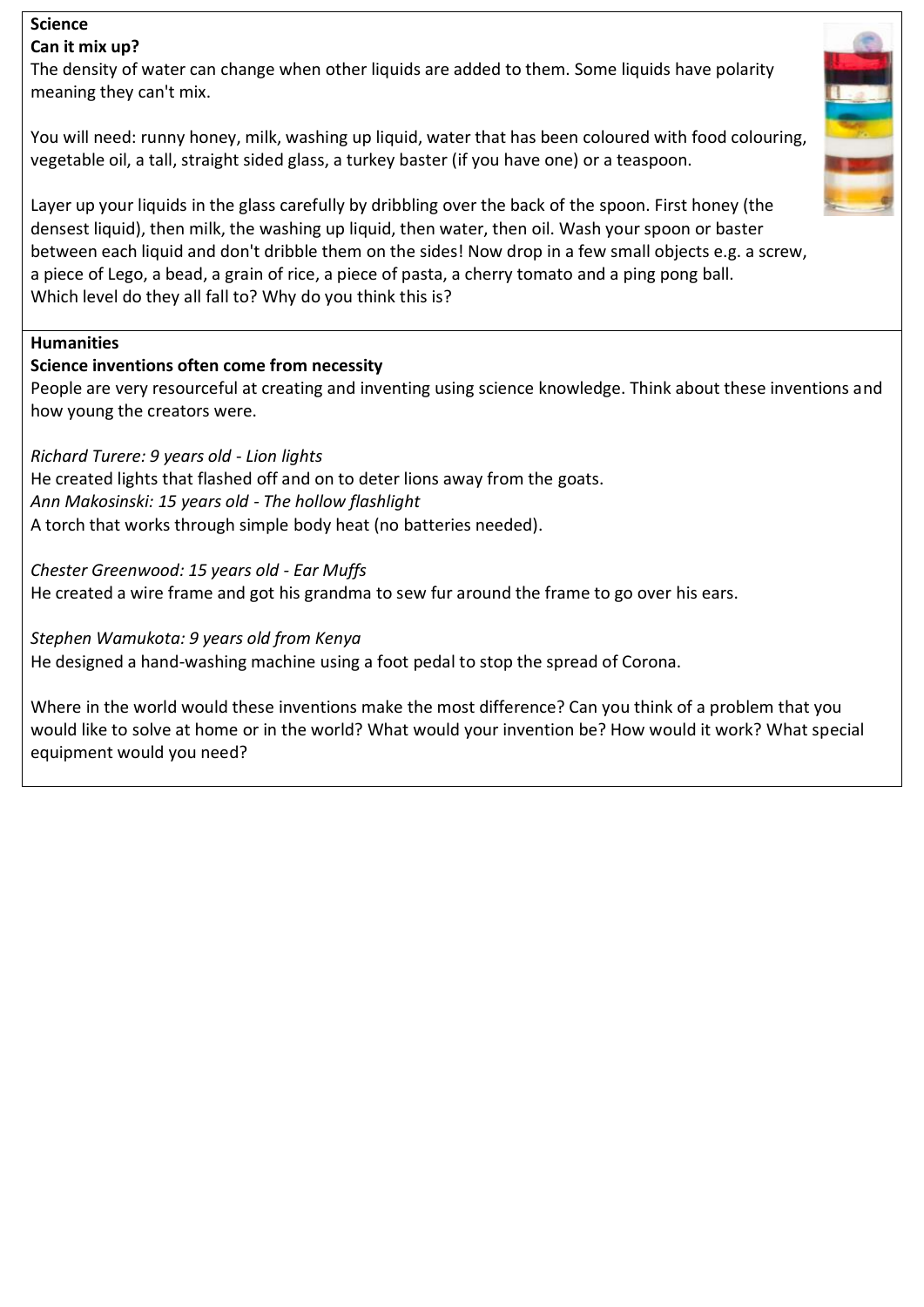**Science**

**Can it mix up?**

The density of water can change when other liquids are added to them. Some liquids have polarity meaning they can't mix.

You will need: runny honey, milk, washing up liquid, water that has been coloured with food colouring, vegetable oil, a tall, straight sided glass, a turkey baster (if you have one) or a teaspoon.

Layer up your liquids in the glass carefully by dribbling over the back of the spoon. First honey (the densest liquid), then milk, the washing up liquid, then water, then oil. Wash your spoon or baster between each liquid and don't dribble them on the sides! Now drop in a few small objects e.g. a screw, a piece of Lego, a bead, a grain of rice, a piece of pasta, a cherry tomato and a ping pong ball. Which level do they all fall to? Why do you think this is?

**Humanities**

**Science inventions often come from necessity**

People are very resourceful at creating and inventing using science knowledge. Think about these inventions and how young the creators were.

*Richard Turere: 9 years old - Lion lights*
He created lights that flashed off and on to deter lions away from the goats.
*Ann Makosinski: 15 years old - The hollow flashlight*
A torch that works through simple body heat (no batteries needed).

*Chester Greenwood: 15 years old - Ear Muffs*
He created a wire frame and got his grandma to sew fur around the frame to go over his ears.

*Stephen Wamukota: 9 years old from Kenya*
He designed a hand-washing machine using a foot pedal to stop the spread of Corona.

Where in the world would these inventions make the most difference? Can you think of a problem that you would like to solve at home or in the world? What would your invention be? How would it work? What special equipment would you need?